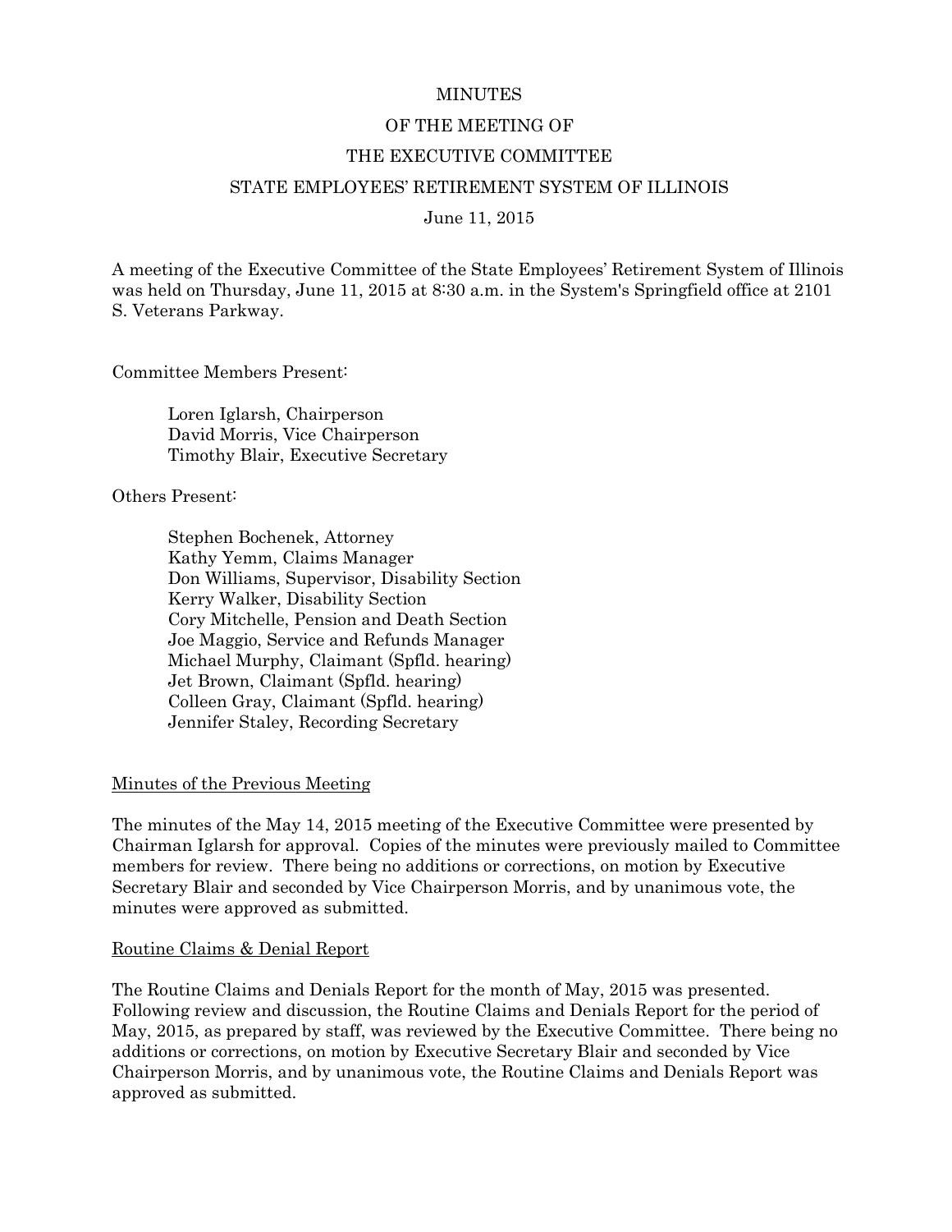# MINUTES

# OF THE MEETING OF

# THE EXECUTIVE COMMITTEE

# STATE EMPLOYEES' RETIREMENT SYSTEM OF ILLINOIS

June 11, 2015

A meeting of the Executive Committee of the State Employees' Retirement System of Illinois was held on Thursday, June 11, 2015 at 8:30 a.m. in the System's Springfield office at 2101 S. Veterans Parkway.

Committee Members Present:

- Loren Iglarsh, Chairperson
- David Morris, Vice Chairperson
- Timothy Blair, Executive Secretary

Others Present:

- Stephen Bochenek, Attorney
- Kathy Yemm, Claims Manager
- Don Williams, Supervisor, Disability Section
- Kerry Walker, Disability Section
- Cory Mitchelle, Pension and Death Section
- Joe Maggio, Service and Refunds Manager
- Michael Murphy, Claimant (Spfld. hearing)
- Jet Brown, Claimant (Spfld. hearing)
- Colleen Gray, Claimant (Spfld. hearing)
- Jennifer Staley, Recording Secretary

<u>Minutes of the Previous Meeting</u>

The minutes of the May 14, 2015 meeting of the Executive Committee were presented by Chairman Iglarsh for approval. Copies of the minutes were previously mailed to Committee members for review. There being no additions or corrections, on motion by Executive Secretary Blair and seconded by Vice Chairperson Morris, and by unanimous vote, the minutes were approved as submitted.

<u>Routine Claims & Denial Report</u>

The Routine Claims and Denials Report for the month of May, 2015 was presented. Following review and discussion, the Routine Claims and Denials Report for the period of May, 2015, as prepared by staff, was reviewed by the Executive Committee. There being no additions or corrections, on motion by Executive Secretary Blair and seconded by Vice Chairperson Morris, and by unanimous vote, the Routine Claims and Denials Report was approved as submitted.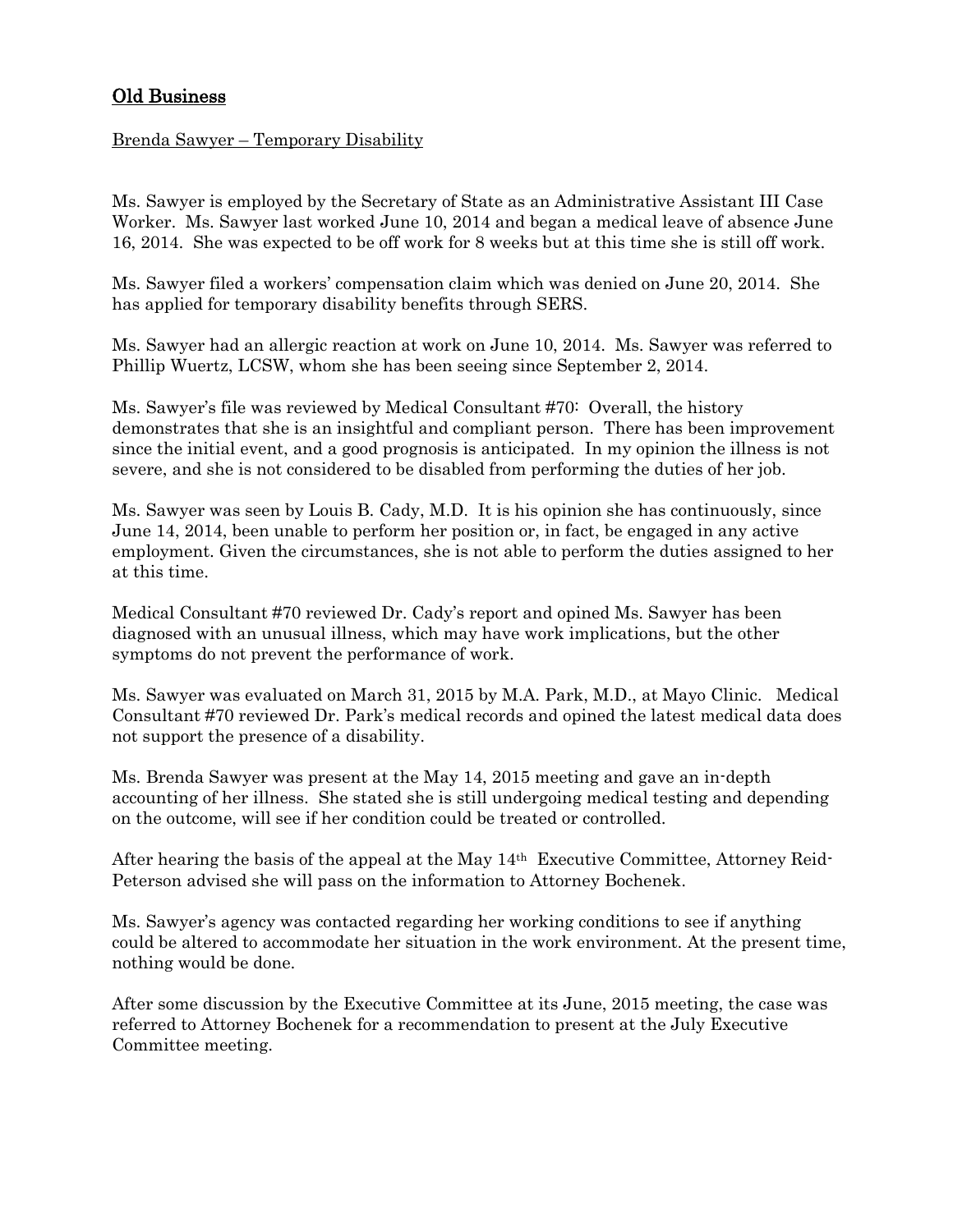## Old Business

Brenda Sawyer – Temporary Disability

Ms. Sawyer is employed by the Secretary of State as an Administrative Assistant III Case Worker. Ms. Sawyer last worked June 10, 2014 and began a medical leave of absence June 16, 2014. She was expected to be off work for 8 weeks but at this time she is still off work.

Ms. Sawyer filed a workers' compensation claim which was denied on June 20, 2014. She has applied for temporary disability benefits through SERS.

Ms. Sawyer had an allergic reaction at work on June 10, 2014. Ms. Sawyer was referred to Phillip Wuertz, LCSW, whom she has been seeing since September 2, 2014.

Ms. Sawyer's file was reviewed by Medical Consultant #70: Overall, the history demonstrates that she is an insightful and compliant person. There has been improvement since the initial event, and a good prognosis is anticipated. In my opinion the illness is not severe, and she is not considered to be disabled from performing the duties of her job.

Ms. Sawyer was seen by Louis B. Cady, M.D. It is his opinion she has continuously, since June 14, 2014, been unable to perform her position or, in fact, be engaged in any active employment. Given the circumstances, she is not able to perform the duties assigned to her at this time.

Medical Consultant #70 reviewed Dr. Cady's report and opined Ms. Sawyer has been diagnosed with an unusual illness, which may have work implications, but the other symptoms do not prevent the performance of work.

Ms. Sawyer was evaluated on March 31, 2015 by M.A. Park, M.D., at Mayo Clinic. Medical Consultant #70 reviewed Dr. Park's medical records and opined the latest medical data does not support the presence of a disability.

Ms. Brenda Sawyer was present at the May 14, 2015 meeting and gave an in-depth accounting of her illness. She stated she is still undergoing medical testing and depending on the outcome, will see if her condition could be treated or controlled.

After hearing the basis of the appeal at the May 14th Executive Committee, Attorney Reid-Peterson advised she will pass on the information to Attorney Bochenek.

Ms. Sawyer's agency was contacted regarding her working conditions to see if anything could be altered to accommodate her situation in the work environment. At the present time, nothing would be done.

After some discussion by the Executive Committee at its June, 2015 meeting, the case was referred to Attorney Bochenek for a recommendation to present at the July Executive Committee meeting.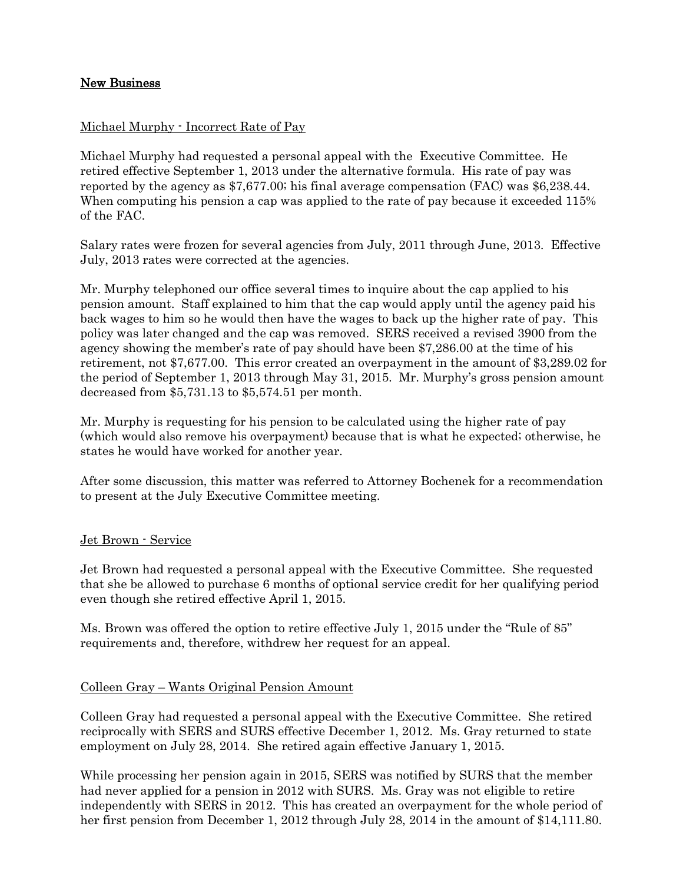## New Business

Michael Murphy - Incorrect Rate of Pay

Michael Murphy had requested a personal appeal with the Executive Committee. He retired effective September 1, 2013 under the alternative formula. His rate of pay was reported by the agency as $7,677.00; his final average compensation (FAC) was $6,238.44. When computing his pension a cap was applied to the rate of pay because it exceeded 115% of the FAC.

Salary rates were frozen for several agencies from July, 2011 through June, 2013. Effective July, 2013 rates were corrected at the agencies.

Mr. Murphy telephoned our office several times to inquire about the cap applied to his pension amount. Staff explained to him that the cap would apply until the agency paid his back wages to him so he would then have the wages to back up the higher rate of pay. This policy was later changed and the cap was removed. SERS received a revised 3900 from the agency showing the member's rate of pay should have been $7,286.00 at the time of his retirement, not $7,677.00. This error created an overpayment in the amount of $3,289.02 for the period of September 1, 2013 through May 31, 2015. Mr. Murphy's gross pension amount decreased from $5,731.13 to $5,574.51 per month.

Mr. Murphy is requesting for his pension to be calculated using the higher rate of pay (which would also remove his overpayment) because that is what he expected; otherwise, he states he would have worked for another year.

After some discussion, this matter was referred to Attorney Bochenek for a recommendation to present at the July Executive Committee meeting.

Jet Brown - Service

Jet Brown had requested a personal appeal with the Executive Committee. She requested that she be allowed to purchase 6 months of optional service credit for her qualifying period even though she retired effective April 1, 2015.

Ms. Brown was offered the option to retire effective July 1, 2015 under the "Rule of 85" requirements and, therefore, withdrew her request for an appeal.

Colleen Gray – Wants Original Pension Amount

Colleen Gray had requested a personal appeal with the Executive Committee. She retired reciprocally with SERS and SURS effective December 1, 2012. Ms. Gray returned to state employment on July 28, 2014. She retired again effective January 1, 2015.

While processing her pension again in 2015, SERS was notified by SURS that the member had never applied for a pension in 2012 with SURS. Ms. Gray was not eligible to retire independently with SERS in 2012. This has created an overpayment for the whole period of her first pension from December 1, 2012 through July 28, 2014 in the amount of $14,111.80.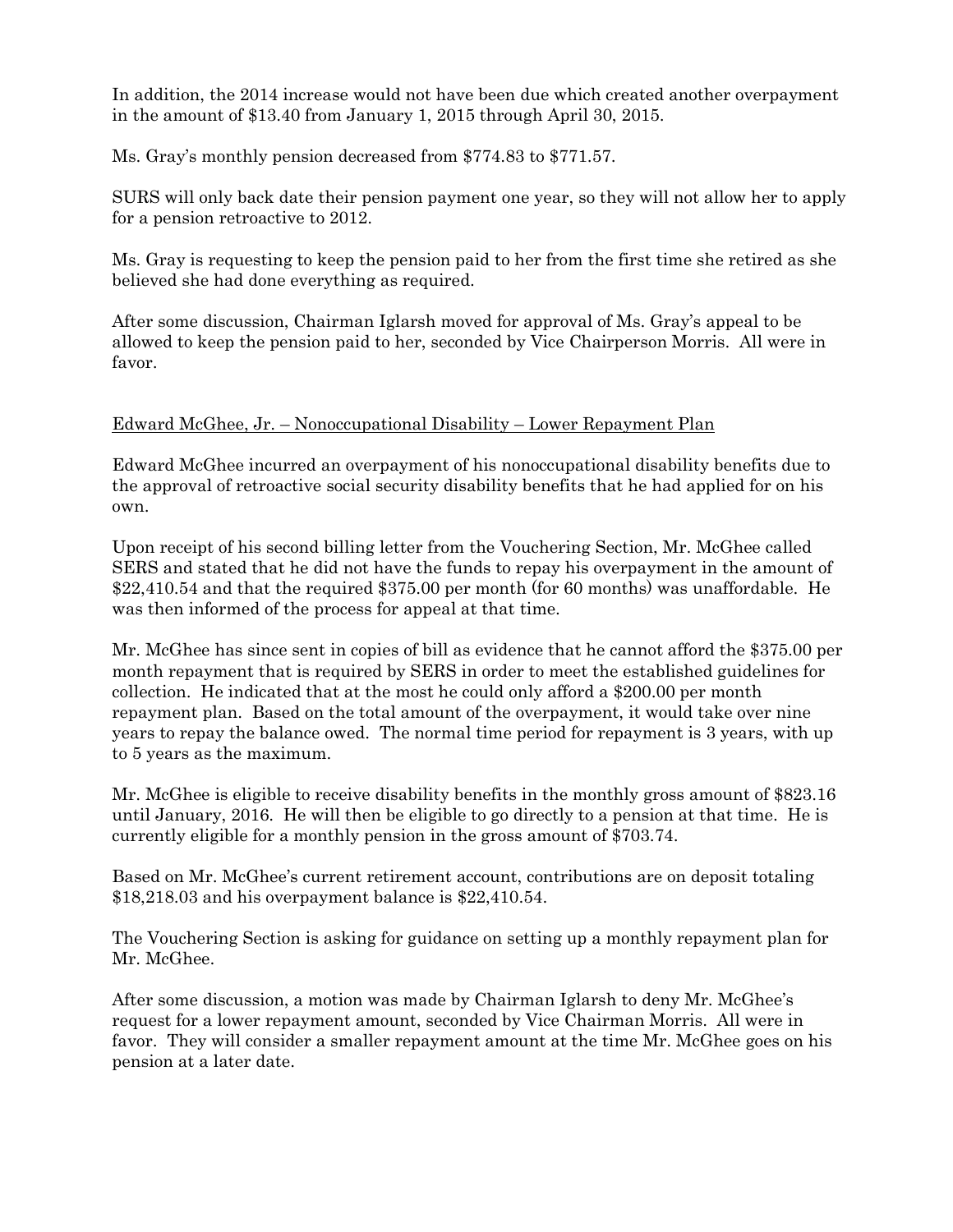In addition, the 2014 increase would not have been due which created another overpayment in the amount of $13.40 from January 1, 2015 through April 30, 2015.

Ms. Gray's monthly pension decreased from $774.83 to $771.57.

SURS will only back date their pension payment one year, so they will not allow her to apply for a pension retroactive to 2012.

Ms. Gray is requesting to keep the pension paid to her from the first time she retired as she believed she had done everything as required.

After some discussion, Chairman Iglarsh moved for approval of Ms. Gray's appeal to be allowed to keep the pension paid to her, seconded by Vice Chairperson Morris. All were in favor.

<u>Edward McGhee, Jr. – Nonoccupational Disability – Lower Repayment Plan</u>

Edward McGhee incurred an overpayment of his nonoccupational disability benefits due to the approval of retroactive social security disability benefits that he had applied for on his own.

Upon receipt of his second billing letter from the Vouchering Section, Mr. McGhee called SERS and stated that he did not have the funds to repay his overpayment in the amount of $22,410.54 and that the required $375.00 per month (for 60 months) was unaffordable. He was then informed of the process for appeal at that time.

Mr. McGhee has since sent in copies of bill as evidence that he cannot afford the $375.00 per month repayment that is required by SERS in order to meet the established guidelines for collection. He indicated that at the most he could only afford a $200.00 per month repayment plan. Based on the total amount of the overpayment, it would take over nine years to repay the balance owed. The normal time period for repayment is 3 years, with up to 5 years as the maximum.

Mr. McGhee is eligible to receive disability benefits in the monthly gross amount of $823.16 until January, 2016. He will then be eligible to go directly to a pension at that time. He is currently eligible for a monthly pension in the gross amount of $703.74.

Based on Mr. McGhee's current retirement account, contributions are on deposit totaling $18,218.03 and his overpayment balance is $22,410.54.

The Vouchering Section is asking for guidance on setting up a monthly repayment plan for Mr. McGhee.

After some discussion, a motion was made by Chairman Iglarsh to deny Mr. McGhee's request for a lower repayment amount, seconded by Vice Chairman Morris. All were in favor. They will consider a smaller repayment amount at the time Mr. McGhee goes on his pension at a later date.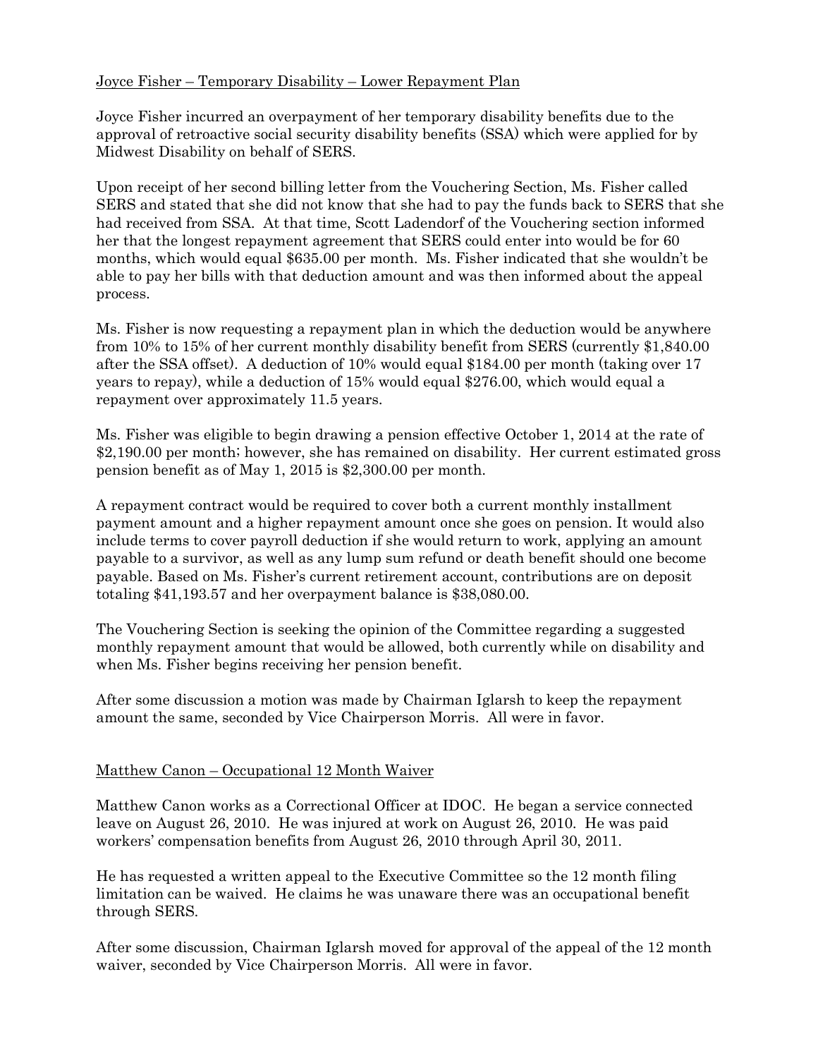Joyce Fisher – Temporary Disability – Lower Repayment Plan

Joyce Fisher incurred an overpayment of her temporary disability benefits due to the approval of retroactive social security disability benefits (SSA) which were applied for by Midwest Disability on behalf of SERS.

Upon receipt of her second billing letter from the Vouchering Section, Ms. Fisher called SERS and stated that she did not know that she had to pay the funds back to SERS that she had received from SSA. At that time, Scott Ladendorf of the Vouchering section informed her that the longest repayment agreement that SERS could enter into would be for 60 months, which would equal $635.00 per month. Ms. Fisher indicated that she wouldn't be able to pay her bills with that deduction amount and was then informed about the appeal process.

Ms. Fisher is now requesting a repayment plan in which the deduction would be anywhere from 10% to 15% of her current monthly disability benefit from SERS (currently $1,840.00 after the SSA offset). A deduction of 10% would equal $184.00 per month (taking over 17 years to repay), while a deduction of 15% would equal $276.00, which would equal a repayment over approximately 11.5 years.

Ms. Fisher was eligible to begin drawing a pension effective October 1, 2014 at the rate of $2,190.00 per month; however, she has remained on disability. Her current estimated gross pension benefit as of May 1, 2015 is $2,300.00 per month.

A repayment contract would be required to cover both a current monthly installment payment amount and a higher repayment amount once she goes on pension. It would also include terms to cover payroll deduction if she would return to work, applying an amount payable to a survivor, as well as any lump sum refund or death benefit should one become payable. Based on Ms. Fisher's current retirement account, contributions are on deposit totaling $41,193.57 and her overpayment balance is $38,080.00.

The Vouchering Section is seeking the opinion of the Committee regarding a suggested monthly repayment amount that would be allowed, both currently while on disability and when Ms. Fisher begins receiving her pension benefit.

After some discussion a motion was made by Chairman Iglarsh to keep the repayment amount the same, seconded by Vice Chairperson Morris. All were in favor.

Matthew Canon – Occupational 12 Month Waiver

Matthew Canon works as a Correctional Officer at IDOC. He began a service connected leave on August 26, 2010. He was injured at work on August 26, 2010. He was paid workers' compensation benefits from August 26, 2010 through April 30, 2011.

He has requested a written appeal to the Executive Committee so the 12 month filing limitation can be waived. He claims he was unaware there was an occupational benefit through SERS.

After some discussion, Chairman Iglarsh moved for approval of the appeal of the 12 month waiver, seconded by Vice Chairperson Morris. All were in favor.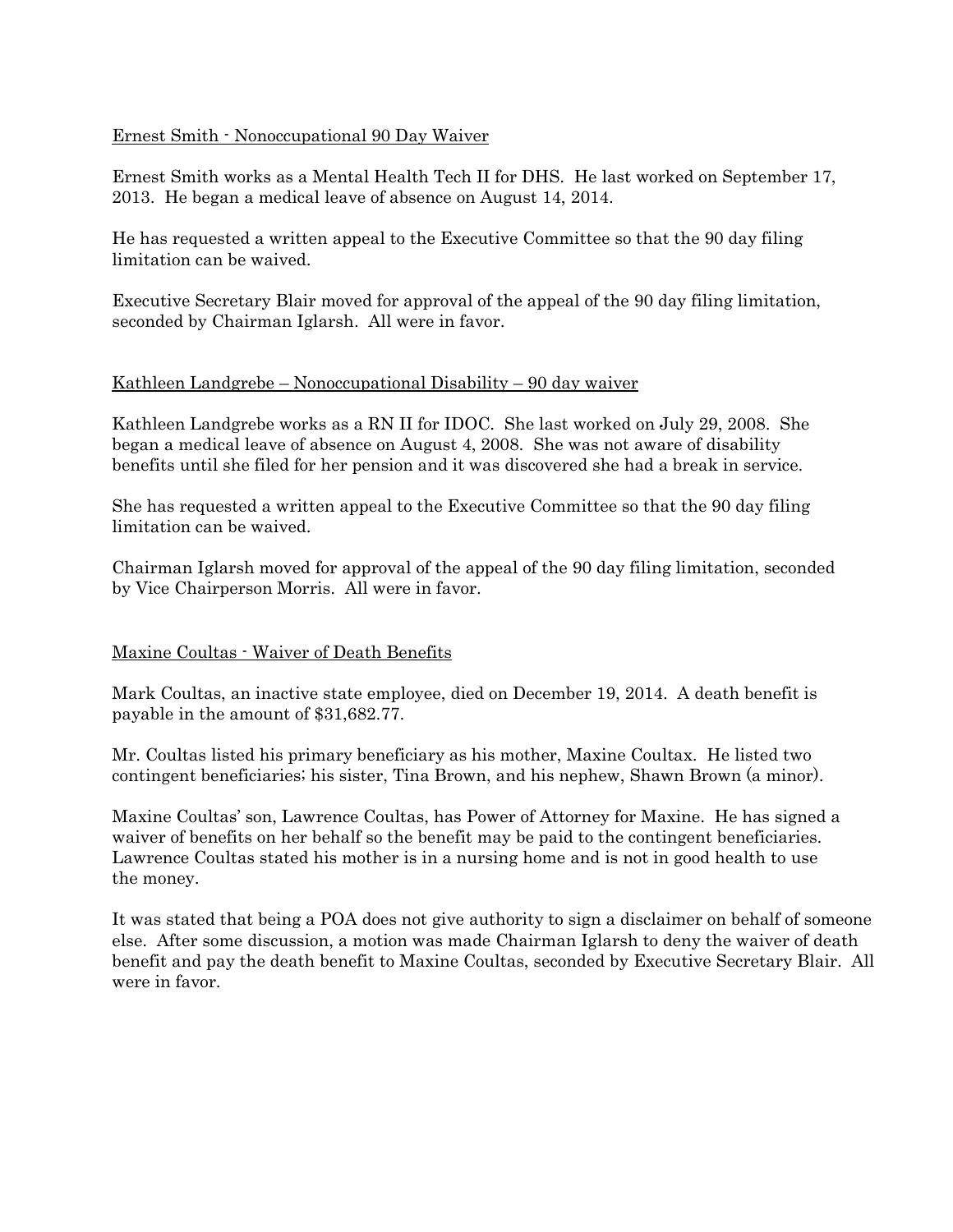Ernest Smith - Nonoccupational 90 Day Waiver

Ernest Smith works as a Mental Health Tech II for DHS. He last worked on September 17, 2013. He began a medical leave of absence on August 14, 2014.

He has requested a written appeal to the Executive Committee so that the 90 day filing limitation can be waived.

Executive Secretary Blair moved for approval of the appeal of the 90 day filing limitation, seconded by Chairman Iglarsh. All were in favor.

Kathleen Landgrebe – Nonoccupational Disability – 90 day waiver

Kathleen Landgrebe works as a RN II for IDOC. She last worked on July 29, 2008. She began a medical leave of absence on August 4, 2008. She was not aware of disability benefits until she filed for her pension and it was discovered she had a break in service.

She has requested a written appeal to the Executive Committee so that the 90 day filing limitation can be waived.

Chairman Iglarsh moved for approval of the appeal of the 90 day filing limitation, seconded by Vice Chairperson Morris. All were in favor.

Maxine Coultas - Waiver of Death Benefits

Mark Coultas, an inactive state employee, died on December 19, 2014. A death benefit is payable in the amount of $31,682.77.

Mr. Coultas listed his primary beneficiary as his mother, Maxine Coultax. He listed two contingent beneficiaries; his sister, Tina Brown, and his nephew, Shawn Brown (a minor).

Maxine Coultas' son, Lawrence Coultas, has Power of Attorney for Maxine. He has signed a waiver of benefits on her behalf so the benefit may be paid to the contingent beneficiaries. Lawrence Coultas stated his mother is in a nursing home and is not in good health to use the money.

It was stated that being a POA does not give authority to sign a disclaimer on behalf of someone else. After some discussion, a motion was made Chairman Iglarsh to deny the waiver of death benefit and pay the death benefit to Maxine Coultas, seconded by Executive Secretary Blair. All were in favor.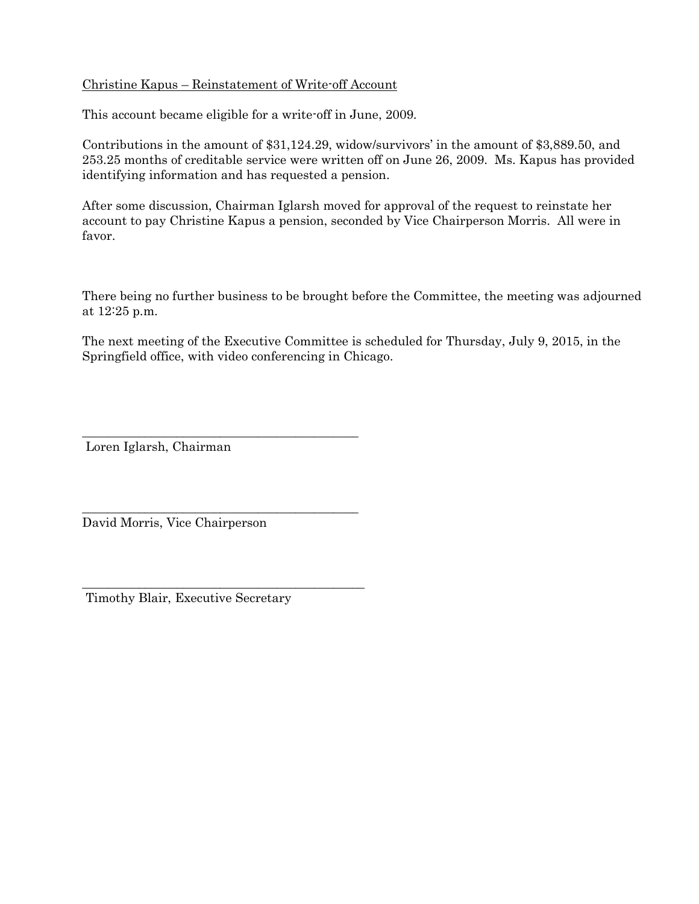Christine Kapus – Reinstatement of Write-off Account

This account became eligible for a write-off in June, 2009.

Contributions in the amount of $31,124.29, widow/survivors' in the amount of $3,889.50, and 253.25 months of creditable service were written off on June 26, 2009. Ms. Kapus has provided identifying information and has requested a pension.

After some discussion, Chairman Iglarsh moved for approval of the request to reinstate her account to pay Christine Kapus a pension, seconded by Vice Chairperson Morris. All were in favor.

There being no further business to be brought before the Committee, the meeting was adjourned at 12:25 p.m.

The next meeting of the Executive Committee is scheduled for Thursday, July 9, 2015, in the Springfield office, with video conferencing in Chicago.

\_\_\_\_\_\_\_\_\_\_\_\_\_\_\_\_\_\_\_\_\_\_\_\_\_\_\_\_\_\_\_\_\_\_\_\_\_\_\_\_\_\_\_\_\_

Loren Iglarsh, Chairman

\_\_\_\_\_\_\_\_\_\_\_\_\_\_\_\_\_\_\_\_\_\_\_\_\_\_\_\_\_\_\_\_\_\_\_\_\_\_\_\_\_\_\_\_\_

David Morris, Vice Chairperson

\_\_\_\_\_\_\_\_\_\_\_\_\_\_\_\_\_\_\_\_\_\_\_\_\_\_\_\_\_\_\_\_\_\_\_\_\_\_\_\_\_\_\_\_\_

Timothy Blair, Executive Secretary